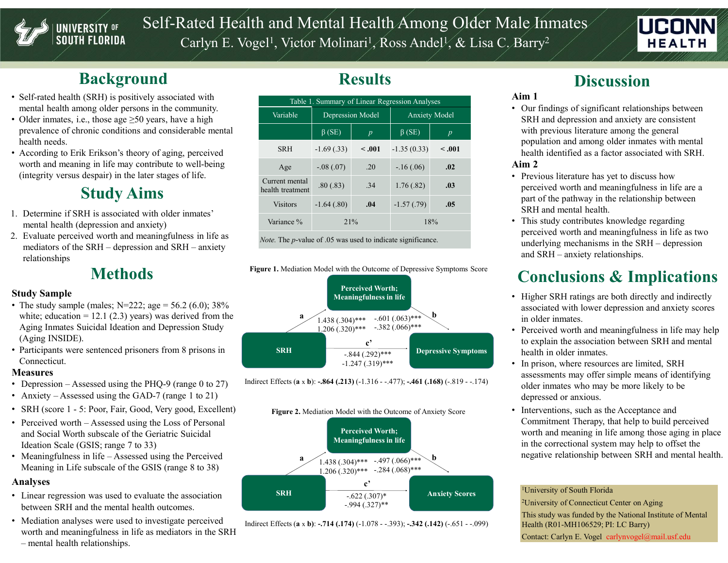# Self-Rated Health and Mental Health Among Older Male Inmates

Carlyn E. Vogel[1], Victor Molinari[1], Ross Andel[1], & Lisa C. Barry[2]

## Background

- Self-rated health (SRH) is positively associated with mental health among older persons in the community.
- Older inmates, i.e., those age ≥50 years, have a high prevalence of chronic conditions and considerable mental health needs.
- According to Erik Erikson's theory of aging, perceived worth and meaning in life may contribute to well-being (integrity versus despair) in the later stages of life.

## Study Aims

1. Determine if SRH is associated with older inmates' mental health (depression and anxiety)
2. Evaluate perceived worth and meaningfulness in life as mediators of the SRH – depression and SRH – anxiety relationships

## Methods

### Study Sample

- The study sample (males; N=222; age = 56.2 (6.0); 38% white; education = 12.1 (2.3) years) was derived from the Aging Inmates Suicidal Ideation and Depression Study (Aging INSIDE).
- Participants were sentenced prisoners from 8 prisons in Connecticut.

### Measures

- Depression – Assessed using the PHQ-9 (range 0 to 27)
- Anxiety – Assessed using the GAD-7 (range 1 to 21)
- SRH (score 1 - 5: Poor, Fair, Good, Very good, Excellent)
- Perceived worth – Assessed using the Loss of Personal and Social Worth subscale of the Geriatric Suicidal Ideation Scale (GSIS; range 7 to 33)
- Meaningfulness in life – Assessed using the Perceived Meaning in Life subscale of the GSIS (range 8 to 38)

### Analyses

- Linear regression was used to evaluate the association between SRH and the mental health outcomes.
- Mediation analyses were used to investigate perceived worth and meaningfulness in life as mediators in the SRH – mental health relationships.

## Results

Table 1. Summary of Linear Regression Analyses

| Variable | Depression Model | | Anxiety Model | |
|---|---|---|---|---|
| | β (SE) | *p* | β (SE) | *p* |
| SRH | -1.69 (.33) | **< .001** | -1.35 (0.33) | **< .001** |
| Age | -.08 (.07) | .20 | -.16 (.06) | **.02** |
| Current mental health treatment | .80 (.83) | .34 | 1.76 (.82) | **.03** |
| Visitors | -1.64 (.80) | **.04** | -1.57 (.79) | **.05** |
| Variance % | 21% | | 18% | |

*Note.* The *p*-value of .05 was used to indicate significance.

**Figure 1.** Mediation Model with the Outcome of Depressive Symptoms Score

- SRH → Perceived Worth; Meaningfulness in life (a): 1.438 (.304)***; 1.206 (.320)***
- Perceived Worth; Meaningfulness in life → Depressive Symptoms (b): -.601 (.063)***; -.382 (.066)***
- SRH → Depressive Symptoms (c'): -.844 (.292)***; -1.247 (.319)***

Indirect Effects (**a** x **b**): **-.864 (.213)** (-1.316 - -.477); **-.461 (.168)** (-.819 - -.174)

**Figure 2.** Mediation Model with the Outcome of Anxiety Score

- SRH → Perceived Worth; Meaningfulness in life (a): 1.438 (.304)***; 1.206 (.320)***
- Perceived Worth; Meaningfulness in life → Anxiety Scores (b): -.497 (.066)***; -.284 (.068)***
- SRH → Anxiety Scores (c'): -.622 (.307)*; -.994 (.327)**

Indirect Effects (**a** x **b**): **-.714 (.174)** (-1.078 - -.393); **-.342 (.142)** (-.651 - -.099)

## Discussion

### Aim 1

- Our findings of significant relationships between SRH and depression and anxiety are consistent with previous literature among the general population and among older inmates with mental health identified as a factor associated with SRH.

### Aim 2

- Previous literature has yet to discuss how perceived worth and meaningfulness in life are a part of the pathway in the relationship between SRH and mental health.
- This study contributes knowledge regarding perceived worth and meaningfulness in life as two underlying mechanisms in the SRH – depression and SRH – anxiety relationships.

## Conclusions & Implications

- Higher SRH ratings are both directly and indirectly associated with lower depression and anxiety scores in older inmates.
- Perceived worth and meaningfulness in life may help to explain the association between SRH and mental health in older inmates.
- In prison, where resources are limited, SRH assessments may offer simple means of identifying older inmates who may be more likely to be depressed or anxious.
- Interventions, such as the Acceptance and Commitment Therapy, that help to build perceived worth and meaning in life among those aging in place in the correctional system may help to offset the negative relationship between SRH and mental health.

[1]University of South Florida
[2]University of Connecticut Center on Aging
This study was funded by the National Institute of Mental Health (R01-MH106529; PI: LC Barry)
Contact: Carlyn E. Vogel carlynvogel@mail.usf.edu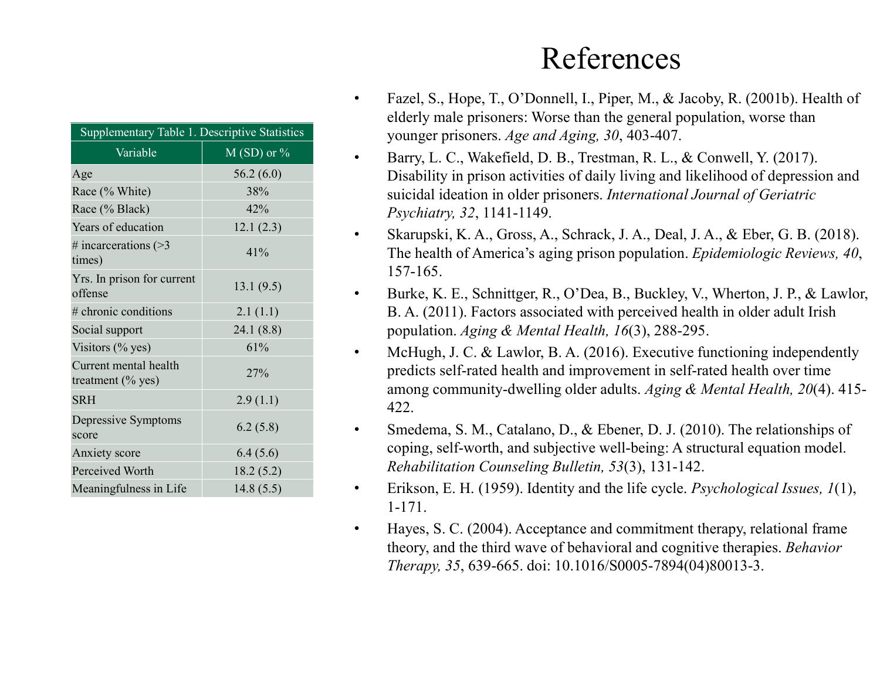Supplementary Table 1. Descriptive Statistics

| Variable | M (SD) or % |
| --- | --- |
| Age | 56.2 (6.0) |
| Race (% White) | 38% |
| Race (% Black) | 42% |
| Years of education | 12.1 (2.3) |
| # incarcerations (>3 times) | 41% |
| Yrs. In prison for current offense | 13.1 (9.5) |
| # chronic conditions | 2.1 (1.1) |
| Social support | 24.1 (8.8) |
| Visitors (% yes) | 61% |
| Current mental health treatment (% yes) | 27% |
| SRH | 2.9 (1.1) |
| Depressive Symptoms score | 6.2 (5.8) |
| Anxiety score | 6.4 (5.6) |
| Perceived Worth | 18.2 (5.2) |
| Meaningfulness in Life | 14.8 (5.5) |

# References

- Fazel, S., Hope, T., O'Donnell, I., Piper, M., & Jacoby, R. (2001b). Health of elderly male prisoners: Worse than the general population, worse than younger prisoners. *Age and Aging, 30*, 403-407.
- Barry, L. C., Wakefield, D. B., Trestman, R. L., & Conwell, Y. (2017). Disability in prison activities of daily living and likelihood of depression and suicidal ideation in older prisoners. *International Journal of Geriatric Psychiatry, 32*, 1141-1149.
- Skarupski, K. A., Gross, A., Schrack, J. A., Deal, J. A., & Eber, G. B. (2018). The health of America's aging prison population. *Epidemiologic Reviews, 40*, 157-165.
- Burke, K. E., Schnittger, R., O'Dea, B., Buckley, V., Wherton, J. P., & Lawlor, B. A. (2011). Factors associated with perceived health in older adult Irish population. *Aging & Mental Health, 16*(3), 288-295.
- McHugh, J. C. & Lawlor, B. A. (2016). Executive functioning independently predicts self-rated health and improvement in self-rated health over time among community-dwelling older adults. *Aging & Mental Health, 20*(4). 415-422.
- Smedema, S. M., Catalano, D., & Ebener, D. J. (2010). The relationships of coping, self-worth, and subjective well-being: A structural equation model. *Rehabilitation Counseling Bulletin, 53*(3), 131-142.
- Erikson, E. H. (1959). Identity and the life cycle. *Psychological Issues, 1*(1), 1-171.
- Hayes, S. C. (2004). Acceptance and commitment therapy, relational frame theory, and the third wave of behavioral and cognitive therapies. *Behavior Therapy, 35*, 639-665. doi: 10.1016/S0005-7894(04)80013-3.